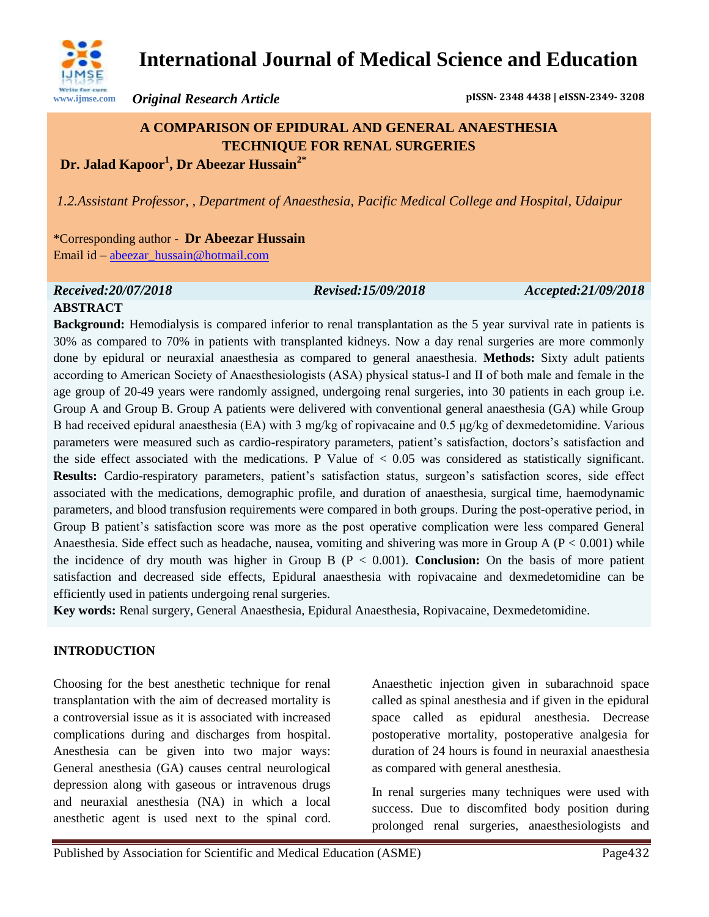# International Journal of Medical Science and Education

*Original Research Article*

pISSN- 2348 4438 | eISSN-2349- 3208

## A COMPARISON OF EPIDURAL AND GENERAL ANAESTHESIA TECHNIQUE FOR RENAL SURGERIES

**Dr. Jalad Kapoor[1], Dr Abeezar Hussain[2*]**

*1.2.Assistant Professor, , Department of Anaesthesia, Pacific Medical College and Hospital, Udaipur*

*Corresponding author - **Dr Abeezar Hussain**
Email id – abeezar_hussain@hotmail.com

***Received:20/07/2018*** ***Revised:15/09/2018*** ***Accepted:21/09/2018***

### ABSTRACT

**Background:** Hemodialysis is compared inferior to renal transplantation as the 5 year survival rate in patients is 30% as compared to 70% in patients with transplanted kidneys. Now a day renal surgeries are more commonly done by epidural or neuraxial anaesthesia as compared to general anaesthesia. **Methods:** Sixty adult patients according to American Society of Anaesthesiologists (ASA) physical status-I and II of both male and female in the age group of 20-49 years were randomly assigned, undergoing renal surgeries, into 30 patients in each group i.e. Group A and Group B. Group A patients were delivered with conventional general anaesthesia (GA) while Group B had received epidural anaesthesia (EA) with 3 mg/kg of ropivacaine and 0.5 μg/kg of dexmedetomidine. Various parameters were measured such as cardio-respiratory parameters, patient's satisfaction, doctors's satisfaction and the side effect associated with the medications. P Value of < 0.05 was considered as statistically significant. **Results:** Cardio-respiratory parameters, patient's satisfaction status, surgeon's satisfaction scores, side effect associated with the medications, demographic profile, and duration of anaesthesia, surgical time, haemodynamic parameters, and blood transfusion requirements were compared in both groups. During the post-operative period, in Group B patient's satisfaction score was more as the post operative complication were less compared General Anaesthesia. Side effect such as headache, nausea, vomiting and shivering was more in Group A ($P < 0.001$) while the incidence of dry mouth was higher in Group B ($P < 0.001$). **Conclusion:** On the basis of more patient satisfaction and decreased side effects, Epidural anaesthesia with ropivacaine and dexmedetomidine can be efficiently used in patients undergoing renal surgeries.

**Key words:** Renal surgery, General Anaesthesia, Epidural Anaesthesia, Ropivacaine, Dexmedetomidine.

### INTRODUCTION

Choosing for the best anesthetic technique for renal transplantation with the aim of decreased mortality is a controversial issue as it is associated with increased complications during and discharges from hospital. Anesthesia can be given into two major ways: General anesthesia (GA) causes central neurological depression along with gaseous or intravenous drugs and neuraxial anesthesia (NA) in which a local anesthetic agent is used next to the spinal cord. Anaesthetic injection given in subarachnoid space called as spinal anesthesia and if given in the epidural space called as epidural anesthesia. Decrease postoperative mortality, postoperative analgesia for duration of 24 hours is found in neuraxial anaesthesia as compared with general anesthesia.

In renal surgeries many techniques were used with success. Due to discomfited body position during prolonged renal surgeries, anaesthesiologists and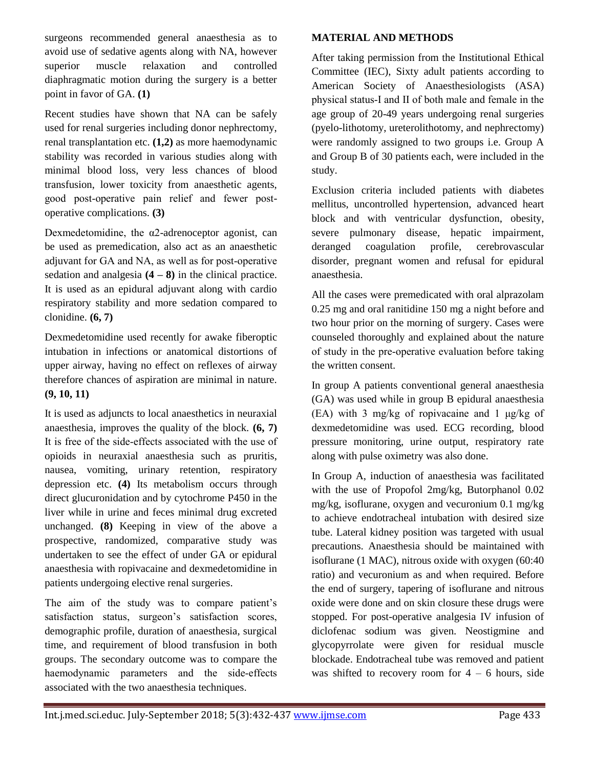surgeons recommended general anaesthesia as to avoid use of sedative agents along with NA, however superior muscle relaxation and controlled diaphragmatic motion during the surgery is a better point in favor of GA. **(1)**

Recent studies have shown that NA can be safely used for renal surgeries including donor nephrectomy, renal transplantation etc. **(1,2)** as more haemodynamic stability was recorded in various studies along with minimal blood loss, very less chances of blood transfusion, lower toxicity from anaesthetic agents, good post-operative pain relief and fewer post-operative complications. **(3)**

Dexmedetomidine, the α2-adrenoceptor agonist, can be used as premedication, also act as an anaesthetic adjuvant for GA and NA, as well as for post-operative sedation and analgesia **(4 – 8)** in the clinical practice. It is used as an epidural adjuvant along with cardio respiratory stability and more sedation compared to clonidine. **(6, 7)**

Dexmedetomidine used recently for awake fiberoptic intubation in infections or anatomical distortions of upper airway, having no effect on reflexes of airway therefore chances of aspiration are minimal in nature. **(9, 10, 11)**

It is used as adjuncts to local anaesthetics in neuraxial anaesthesia, improves the quality of the block. **(6, 7)** It is free of the side-effects associated with the use of opioids in neuraxial anaesthesia such as pruritis, nausea, vomiting, urinary retention, respiratory depression etc. **(4)** Its metabolism occurs through direct glucuronidation and by cytochrome P450 in the liver while in urine and feces minimal drug excreted unchanged. **(8)** Keeping in view of the above a prospective, randomized, comparative study was undertaken to see the effect of under GA or epidural anaesthesia with ropivacaine and dexmedetomidine in patients undergoing elective renal surgeries.

The aim of the study was to compare patient's satisfaction status, surgeon's satisfaction scores, demographic profile, duration of anaesthesia, surgical time, and requirement of blood transfusion in both groups. The secondary outcome was to compare the haemodynamic parameters and the side-effects associated with the two anaesthesia techniques.

## MATERIAL AND METHODS

After taking permission from the Institutional Ethical Committee (IEC), Sixty adult patients according to American Society of Anaesthesiologists (ASA) physical status-I and II of both male and female in the age group of 20-49 years undergoing renal surgeries (pyelo-lithotomy, ureterolithotomy, and nephrectomy) were randomly assigned to two groups i.e. Group A and Group B of 30 patients each, were included in the study.

Exclusion criteria included patients with diabetes mellitus, uncontrolled hypertension, advanced heart block and with ventricular dysfunction, obesity, severe pulmonary disease, hepatic impairment, deranged coagulation profile, cerebrovascular disorder, pregnant women and refusal for epidural anaesthesia.

All the cases were premedicated with oral alprazolam 0.25 mg and oral ranitidine 150 mg a night before and two hour prior on the morning of surgery. Cases were counseled thoroughly and explained about the nature of study in the pre-operative evaluation before taking the written consent.

In group A patients conventional general anaesthesia (GA) was used while in group B epidural anaesthesia (EA) with 3 mg/kg of ropivacaine and 1 μg/kg of dexmedetomidine was used. ECG recording, blood pressure monitoring, urine output, respiratory rate along with pulse oximetry was also done.

In Group A, induction of anaesthesia was facilitated with the use of Propofol 2mg/kg, Butorphanol 0.02 mg/kg, isoflurane, oxygen and vecuronium 0.1 mg/kg to achieve endotracheal intubation with desired size tube. Lateral kidney position was targeted with usual precautions. Anaesthesia should be maintained with isoflurane (1 MAC), nitrous oxide with oxygen (60:40 ratio) and vecuronium as and when required. Before the end of surgery, tapering of isoflurane and nitrous oxide were done and on skin closure these drugs were stopped. For post-operative analgesia IV infusion of diclofenac sodium was given. Neostigmine and glycopyrrolate were given for residual muscle blockade. Endotracheal tube was removed and patient was shifted to recovery room for 4 – 6 hours, side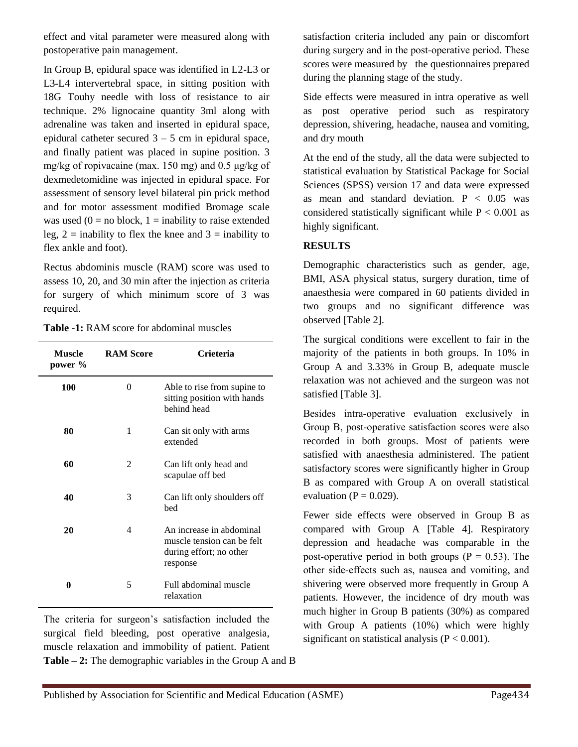effect and vital parameter were measured along with postoperative pain management.

In Group B, epidural space was identified in L2-L3 or L3-L4 intervertebral space, in sitting position with 18G Touhy needle with loss of resistance to air technique. 2% lignocaine quantity 3ml along with adrenaline was taken and inserted in epidural space, epidural catheter secured 3 – 5 cm in epidural space, and finally patient was placed in supine position. 3 mg/kg of ropivacaine (max. 150 mg) and 0.5 μg/kg of dexmedetomidine was injected in epidural space. For assessment of sensory level bilateral pin prick method and for motor assessment modified Bromage scale was used (0 = no block, 1 = inability to raise extended leg, 2 = inability to flex the knee and 3 = inability to flex ankle and foot).

Rectus abdominis muscle (RAM) score was used to assess 10, 20, and 30 min after the injection as criteria for surgery of which minimum score of 3 was required.

**Table -1:** RAM score for abdominal muscles

| Muscle power % | RAM Score | Crieteria |
|---|---|---|
| **100** | 0 | Able to rise from supine to sitting position with hands behind head |
| **80** | 1 | Can sit only with arms extended |
| **60** | 2 | Can lift only head and scapulae off bed |
| **40** | 3 | Can lift only shoulders off bed |
| **20** | 4 | An increase in abdominal muscle tension can be felt during effort; no other response |
| **0** | 5 | Full abdominal muscle relaxation |

The criteria for surgeon's satisfaction included the surgical field bleeding, post operative analgesia, muscle relaxation and immobility of patient. Patient satisfaction criteria included any pain or discomfort during surgery and in the post-operative period. These scores were measured by the questionnaires prepared during the planning stage of the study.

Side effects were measured in intra operative as well as post operative period such as respiratory depression, shivering, headache, nausea and vomiting, and dry mouth

At the end of the study, all the data were subjected to statistical evaluation by Statistical Package for Social Sciences (SPSS) version 17 and data were expressed as mean and standard deviation. $P < 0.05$ was considered statistically significant while $P < 0.001$ as highly significant.

## RESULTS

Demographic characteristics such as gender, age, BMI, ASA physical status, surgery duration, time of anaesthesia were compared in 60 patients divided in two groups and no significant difference was observed [Table 2].

The surgical conditions were excellent to fair in the majority of the patients in both groups. In 10% in Group A and 3.33% in Group B, adequate muscle relaxation was not achieved and the surgeon was not satisfied [Table 3].

Besides intra-operative evaluation exclusively in Group B, post-operative satisfaction scores were also recorded in both groups. Most of patients were satisfied with anaesthesia administered. The patient satisfactory scores were significantly higher in Group B as compared with Group A on overall statistical evaluation ($P = 0.029$).

Fewer side effects were observed in Group B as compared with Group A [Table 4]. Respiratory depression and headache was comparable in the post-operative period in both groups ($P = 0.53$). The other side-effects such as, nausea and vomiting, and shivering were observed more frequently in Group A patients. However, the incidence of dry mouth was much higher in Group B patients (30%) as compared with Group A patients (10%) which were highly significant on statistical analysis ($P < 0.001$).

**Table – 2:** The demographic variables in the Group A and B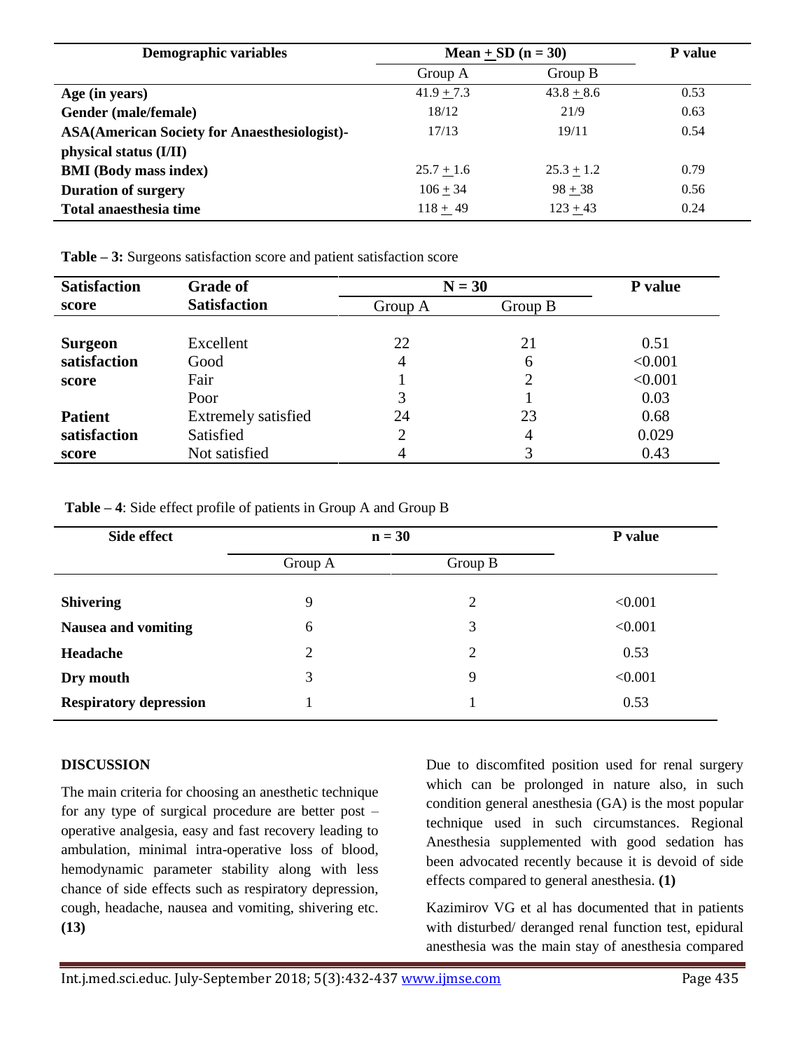| Demographic variables | Mean ± SD (n = 30) | | P value |
|---|---|---|---|
| | Group A | Group B | |
| **Age (in years)** | 41.9 ± 7.3 | 43.8 ± 8.6 | 0.53 |
| **Gender (male/female)** | 18/12 | 21/9 | 0.63 |
| **ASA(American Society for Anaesthesiologist)-physical status (I/II)** | 17/13 | 19/11 | 0.54 |
| **BMI (Body mass index)** | 25.7 ± 1.6 | 25.3 ± 1.2 | 0.79 |
| **Duration of surgery** | 106 ± 34 | 98 ± 38 | 0.56 |
| **Total anaesthesia time** | 118 ± 49 | 123 ± 43 | 0.24 |

**Table – 3:** Surgeons satisfaction score and patient satisfaction score

| Satisfaction score | Grade of Satisfaction | N = 30 | | P value |
|---|---|---|---|---|
| | | Group A | Group B | |
| **Surgeon satisfaction score** | Excellent | 22 | 21 | 0.51 |
| | Good | 4 | 6 | <0.001 |
| | Fair | 1 | 2 | <0.001 |
| | Poor | 3 | 1 | 0.03 |
| **Patient satisfaction score** | Extremely satisfied | 24 | 23 | 0.68 |
| | Satisfied | 2 | 4 | 0.029 |
| | Not satisfied | 4 | 3 | 0.43 |

**Table – 4**: Side effect profile of patients in Group A and Group B

| Side effect | n = 30 | | P value |
|---|---|---|---|
| | Group A | Group B | |
| **Shivering** | 9 | 2 | <0.001 |
| **Nausea and vomiting** | 6 | 3 | <0.001 |
| **Headache** | 2 | 2 | 0.53 |
| **Dry mouth** | 3 | 9 | <0.001 |
| **Respiratory depression** | 1 | 1 | 0.53 |

## DISCUSSION

The main criteria for choosing an anesthetic technique for any type of surgical procedure are better post – operative analgesia, easy and fast recovery leading to ambulation, minimal intra-operative loss of blood, hemodynamic parameter stability along with less chance of side effects such as respiratory depression, cough, headache, nausea and vomiting, shivering etc. **(13)**

Due to discomfited position used for renal surgery which can be prolonged in nature also, in such condition general anesthesia (GA) is the most popular technique used in such circumstances. Regional Anesthesia supplemented with good sedation has been advocated recently because it is devoid of side effects compared to general anesthesia. **(1)**

Kazimirov VG et al has documented that in patients with disturbed/ deranged renal function test, epidural anesthesia was the main stay of anesthesia compared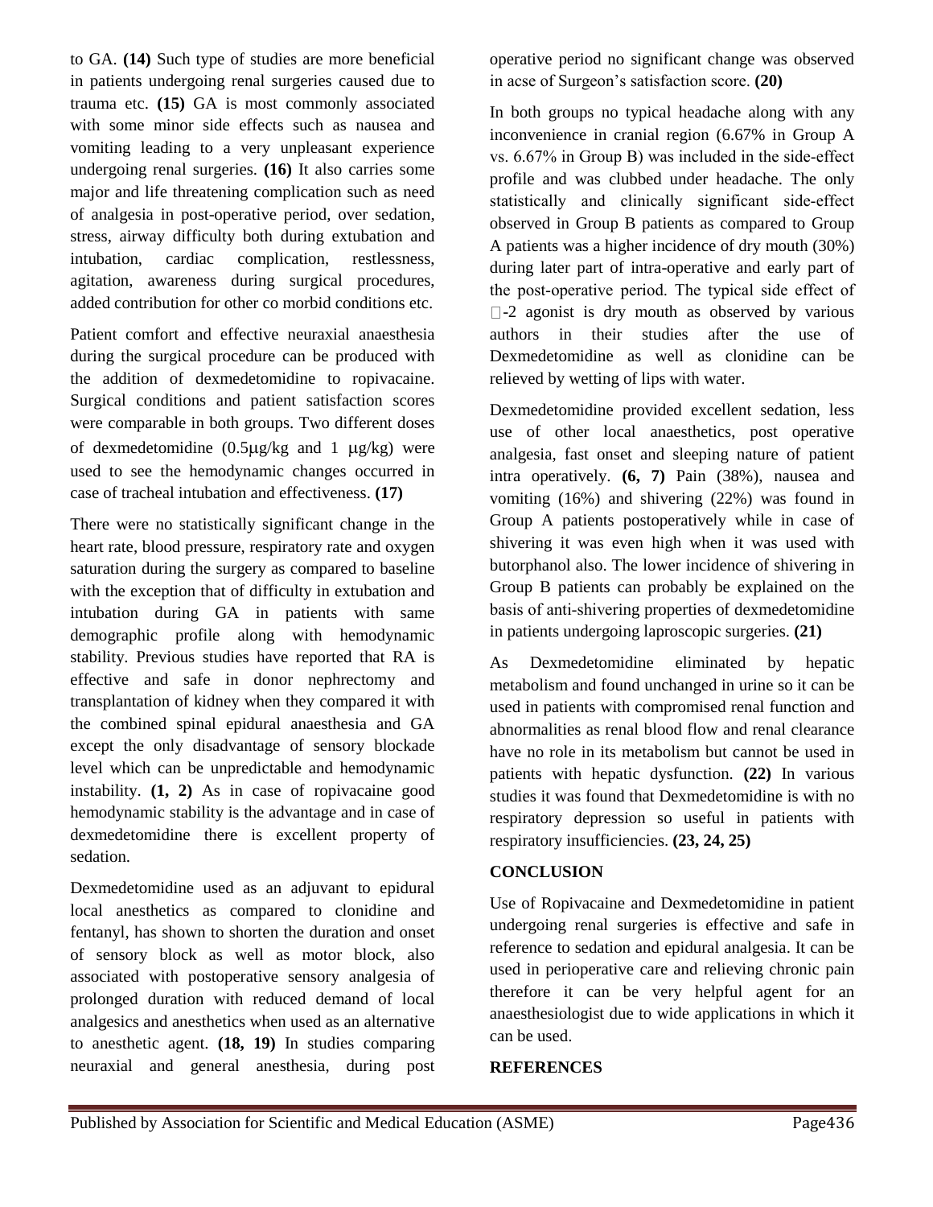to GA. **(14)** Such type of studies are more beneficial in patients undergoing renal surgeries caused due to trauma etc. **(15)** GA is most commonly associated with some minor side effects such as nausea and vomiting leading to a very unpleasant experience undergoing renal surgeries. **(16)** It also carries some major and life threatening complication such as need of analgesia in post-operative period, over sedation, stress, airway difficulty both during extubation and intubation, cardiac complication, restlessness, agitation, awareness during surgical procedures, added contribution for other co morbid conditions etc.

Patient comfort and effective neuraxial anaesthesia during the surgical procedure can be produced with the addition of dexmedetomidine to ropivacaine. Surgical conditions and patient satisfaction scores were comparable in both groups. Two different doses of dexmedetomidine (0.5μg/kg and 1 μg/kg) were used to see the hemodynamic changes occurred in case of tracheal intubation and effectiveness. **(17)**

There were no statistically significant change in the heart rate, blood pressure, respiratory rate and oxygen saturation during the surgery as compared to baseline with the exception that of difficulty in extubation and intubation during GA in patients with same demographic profile along with hemodynamic stability. Previous studies have reported that RA is effective and safe in donor nephrectomy and transplantation of kidney when they compared it with the combined spinal epidural anaesthesia and GA except the only disadvantage of sensory blockade level which can be unpredictable and hemodynamic instability. **(1, 2)** As in case of ropivacaine good hemodynamic stability is the advantage and in case of dexmedetomidine there is excellent property of sedation.

Dexmedetomidine used as an adjuvant to epidural local anesthetics as compared to clonidine and fentanyl, has shown to shorten the duration and onset of sensory block as well as motor block, also associated with postoperative sensory analgesia of prolonged duration with reduced demand of local analgesics and anesthetics when used as an alternative to anesthetic agent. **(18, 19)** In studies comparing neuraxial and general anesthesia, during post operative period no significant change was observed in acse of Surgeon's satisfaction score. **(20)**

In both groups no typical headache along with any inconvenience in cranial region (6.67% in Group A vs. 6.67% in Group B) was included in the side-effect profile and was clubbed under headache. The only statistically and clinically significant side-effect observed in Group B patients as compared to Group A patients was a higher incidence of dry mouth (30%) during later part of intra-operative and early part of the post-operative period. The typical side effect of -2 agonist is dry mouth as observed by various authors in their studies after the use of Dexmedetomidine as well as clonidine can be relieved by wetting of lips with water.

Dexmedetomidine provided excellent sedation, less use of other local anaesthetics, post operative analgesia, fast onset and sleeping nature of patient intra operatively. **(6, 7)** Pain (38%), nausea and vomiting (16%) and shivering (22%) was found in Group A patients postoperatively while in case of shivering it was even high when it was used with butorphanol also. The lower incidence of shivering in Group B patients can probably be explained on the basis of anti-shivering properties of dexmedetomidine in patients undergoing laproscopic surgeries. **(21)**

As Dexmedetomidine eliminated by hepatic metabolism and found unchanged in urine so it can be used in patients with compromised renal function and abnormalities as renal blood flow and renal clearance have no role in its metabolism but cannot be used in patients with hepatic dysfunction. **(22)** In various studies it was found that Dexmedetomidine is with no respiratory depression so useful in patients with respiratory insufficiencies. **(23, 24, 25)**

## CONCLUSION

Use of Ropivacaine and Dexmedetomidine in patient undergoing renal surgeries is effective and safe in reference to sedation and epidural analgesia. It can be used in perioperative care and relieving chronic pain therefore it can be very helpful agent for an anaesthesiologist due to wide applications in which it can be used.

## REFERENCES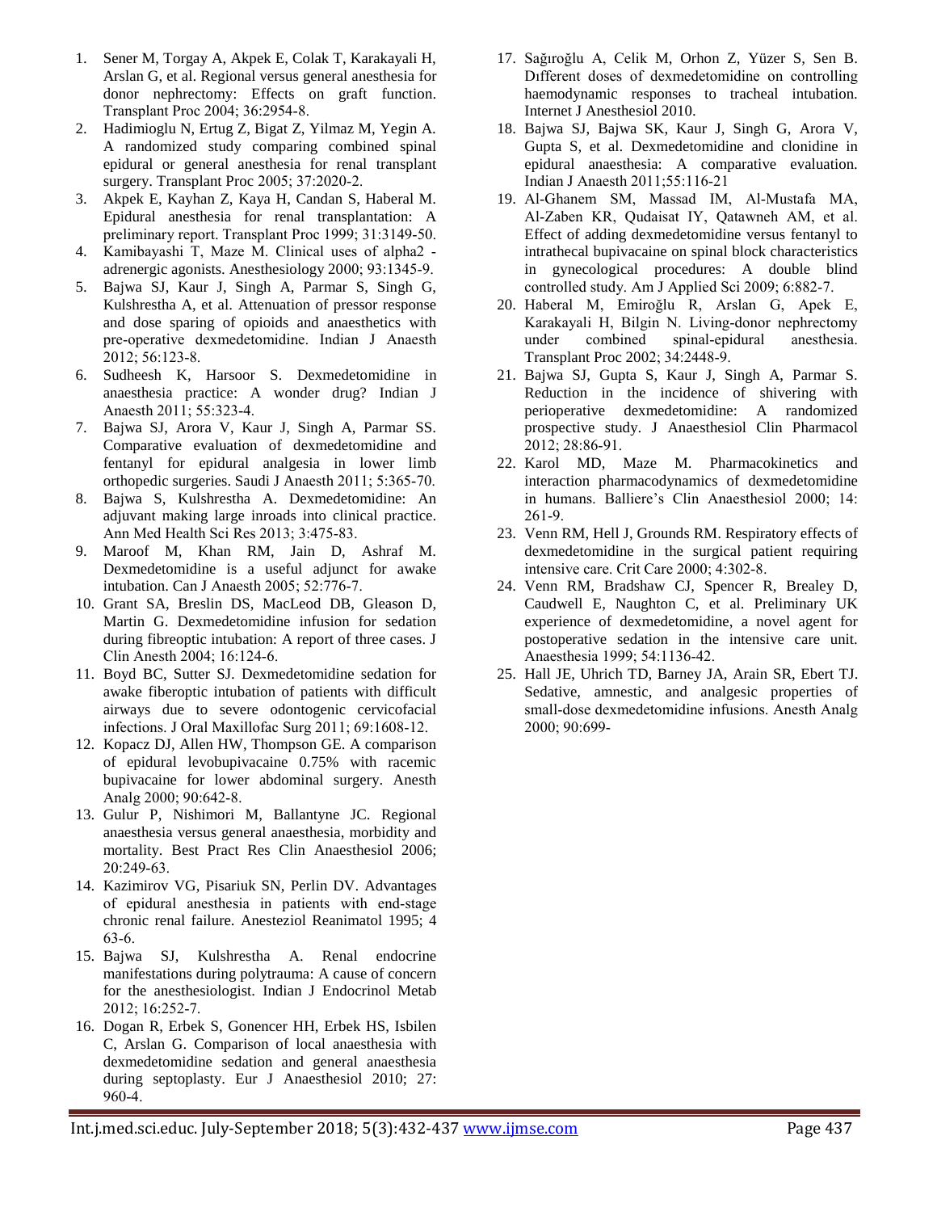1. Sener M, Torgay A, Akpek E, Colak T, Karakayali H, Arslan G, et al. Regional versus general anesthesia for donor nephrectomy: Effects on graft function. Transplant Proc 2004; 36:2954-8.
2. Hadimioglu N, Ertug Z, Bigat Z, Yilmaz M, Yegin A. A randomized study comparing combined spinal epidural or general anesthesia for renal transplant surgery. Transplant Proc 2005; 37:2020-2.
3. Akpek E, Kayhan Z, Kaya H, Candan S, Haberal M. Epidural anesthesia for renal transplantation: A preliminary report. Transplant Proc 1999; 31:3149-50.
4. Kamibayashi T, Maze M. Clinical uses of alpha2 -adrenergic agonists. Anesthesiology 2000; 93:1345-9.
5. Bajwa SJ, Kaur J, Singh A, Parmar S, Singh G, Kulshrestha A, et al. Attenuation of pressor response and dose sparing of opioids and anaesthetics with pre-operative dexmedetomidine. Indian J Anaesth 2012; 56:123-8.
6. Sudheesh K, Harsoor S. Dexmedetomidine in anaesthesia practice: A wonder drug? Indian J Anaesth 2011; 55:323-4.
7. Bajwa SJ, Arora V, Kaur J, Singh A, Parmar SS. Comparative evaluation of dexmedetomidine and fentanyl for epidural analgesia in lower limb orthopedic surgeries. Saudi J Anaesth 2011; 5:365-70.
8. Bajwa S, Kulshrestha A. Dexmedetomidine: An adjuvant making large inroads into clinical practice. Ann Med Health Sci Res 2013; 3:475-83.
9. Maroof M, Khan RM, Jain D, Ashraf M. Dexmedetomidine is a useful adjunct for awake intubation. Can J Anaesth 2005; 52:776-7.
10. Grant SA, Breslin DS, MacLeod DB, Gleason D, Martin G. Dexmedetomidine infusion for sedation during fibreoptic intubation: A report of three cases. J Clin Anesth 2004; 16:124-6.
11. Boyd BC, Sutter SJ. Dexmedetomidine sedation for awake fiberoptic intubation of patients with difficult airways due to severe odontogenic cervicofacial infections. J Oral Maxillofac Surg 2011; 69:1608-12.
12. Kopacz DJ, Allen HW, Thompson GE. A comparison of epidural levobupivacaine 0.75% with racemic bupivacaine for lower abdominal surgery. Anesth Analg 2000; 90:642-8.
13. Gulur P, Nishimori M, Ballantyne JC. Regional anaesthesia versus general anaesthesia, morbidity and mortality. Best Pract Res Clin Anaesthesiol 2006; 20:249-63.
14. Kazimirov VG, Pisariuk SN, Perlin DV. Advantages of epidural anesthesia in patients with end-stage chronic renal failure. Anesteziol Reanimatol 1995; 4 63-6.
15. Bajwa SJ, Kulshrestha A. Renal endocrine manifestations during polytrauma: A cause of concern for the anesthesiologist. Indian J Endocrinol Metab 2012; 16:252-7.
16. Dogan R, Erbek S, Gonencer HH, Erbek HS, Isbilen C, Arslan G. Comparison of local anaesthesia with dexmedetomidine sedation and general anaesthesia during septoplasty. Eur J Anaesthesiol 2010; 27: 960-4.
17. Sağıroğlu A, Celik M, Orhon Z, Yüzer S, Sen B. Dıfferent doses of dexmedetomidine on controlling haemodynamic responses to tracheal intubation. Internet J Anesthesiol 2010.
18. Bajwa SJ, Bajwa SK, Kaur J, Singh G, Arora V, Gupta S, et al. Dexmedetomidine and clonidine in epidural anaesthesia: A comparative evaluation. Indian J Anaesth 2011;55:116-21
19. Al-Ghanem SM, Massad IM, Al-Mustafa MA, Al-Zaben KR, Qudaisat IY, Qatawneh AM, et al. Effect of adding dexmedetomidine versus fentanyl to intrathecal bupivacaine on spinal block characteristics in gynecological procedures: A double blind controlled study. Am J Applied Sci 2009; 6:882-7.
20. Haberal M, Emiroğlu R, Arslan G, Apek E, Karakayali H, Bilgin N. Living-donor nephrectomy under combined spinal-epidural anesthesia. Transplant Proc 2002; 34:2448-9.
21. Bajwa SJ, Gupta S, Kaur J, Singh A, Parmar S. Reduction in the incidence of shivering with perioperative dexmedetomidine: A randomized prospective study. J Anaesthesiol Clin Pharmacol 2012; 28:86-91.
22. Karol MD, Maze M. Pharmacokinetics and interaction pharmacodynamics of dexmedetomidine in humans. Balliere's Clin Anaesthesiol 2000; 14: 261-9.
23. Venn RM, Hell J, Grounds RM. Respiratory effects of dexmedetomidine in the surgical patient requiring intensive care. Crit Care 2000; 4:302-8.
24. Venn RM, Bradshaw CJ, Spencer R, Brealey D, Caudwell E, Naughton C, et al. Preliminary UK experience of dexmedetomidine, a novel agent for postoperative sedation in the intensive care unit. Anaesthesia 1999; 54:1136-42.
25. Hall JE, Uhrich TD, Barney JA, Arain SR, Ebert TJ. Sedative, amnestic, and analgesic properties of small-dose dexmedetomidine infusions. Anesth Analg 2000; 90:699-